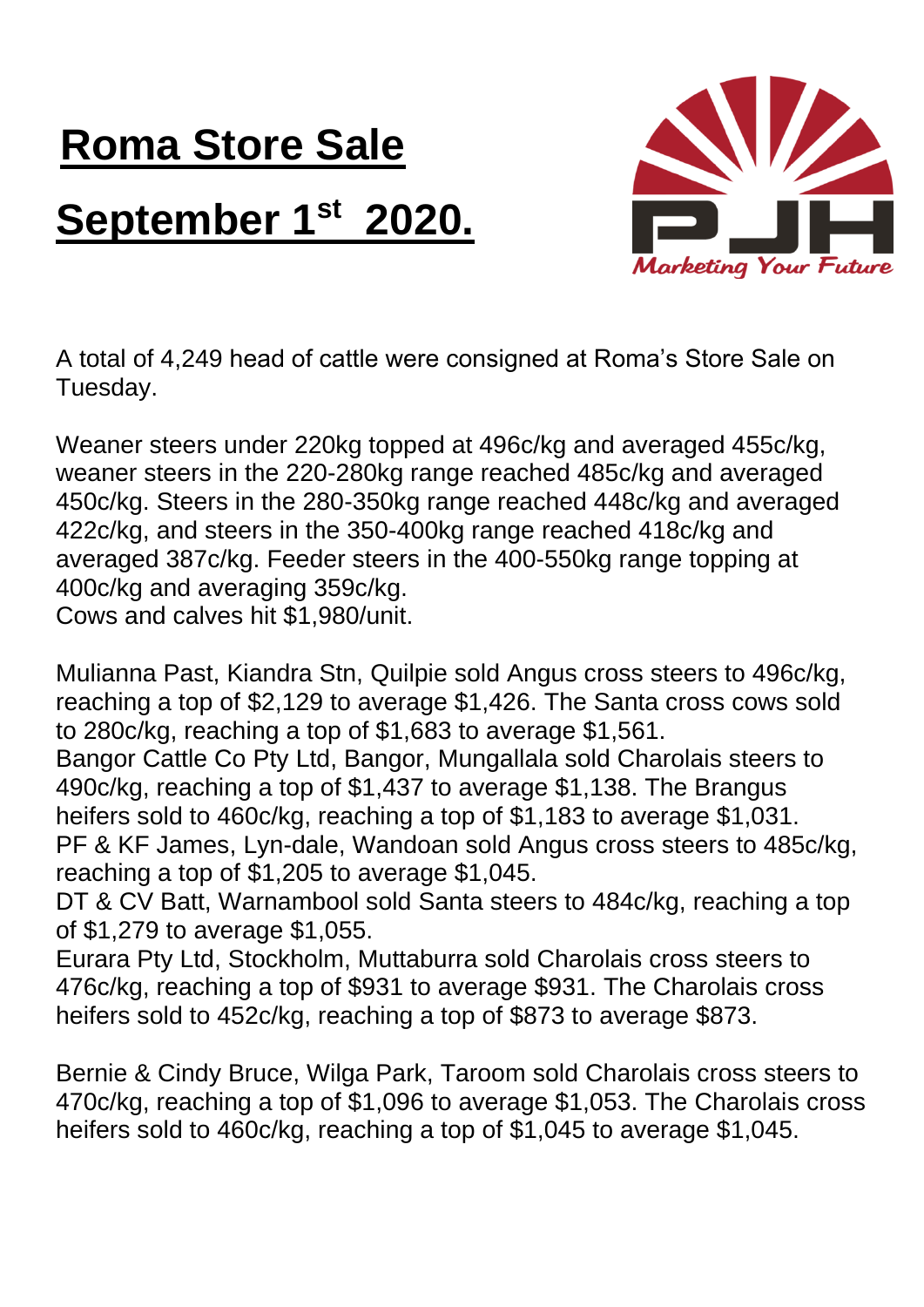# Roma Store Sale

# September 1st 2020.

PJH Marketing Your Future

A total of 4,249 head of cattle were consigned at Roma's Store Sale on Tuesday.

Weaner steers under 220kg topped at 496c/kg and averaged 455c/kg, weaner steers in the 220-280kg range reached 485c/kg and averaged 450c/kg. Steers in the 280-350kg range reached 448c/kg and averaged 422c/kg, and steers in the 350-400kg range reached 418c/kg and averaged 387c/kg. Feeder steers in the 400-550kg range topping at 400c/kg and averaging 359c/kg.
Cows and calves hit $1,980/unit.

Mulianna Past, Kiandra Stn, Quilpie sold Angus cross steers to 496c/kg, reaching a top of $2,129 to average $1,426. The Santa cross cows sold to 280c/kg, reaching a top of $1,683 to average $1,561.
Bangor Cattle Co Pty Ltd, Bangor, Mungallala sold Charolais steers to 490c/kg, reaching a top of $1,437 to average $1,138. The Brangus heifers sold to 460c/kg, reaching a top of $1,183 to average $1,031.
PF & KF James, Lyn-dale, Wandoan sold Angus cross steers to 485c/kg, reaching a top of $1,205 to average $1,045.
DT & CV Batt, Warnambool sold Santa steers to 484c/kg, reaching a top of $1,279 to average $1,055.
Eurara Pty Ltd, Stockholm, Muttaburra sold Charolais cross steers to 476c/kg, reaching a top of $931 to average $931. The Charolais cross heifers sold to 452c/kg, reaching a top of $873 to average $873.

Bernie & Cindy Bruce, Wilga Park, Taroom sold Charolais cross steers to 470c/kg, reaching a top of $1,096 to average $1,053. The Charolais cross heifers sold to 460c/kg, reaching a top of $1,045 to average $1,045.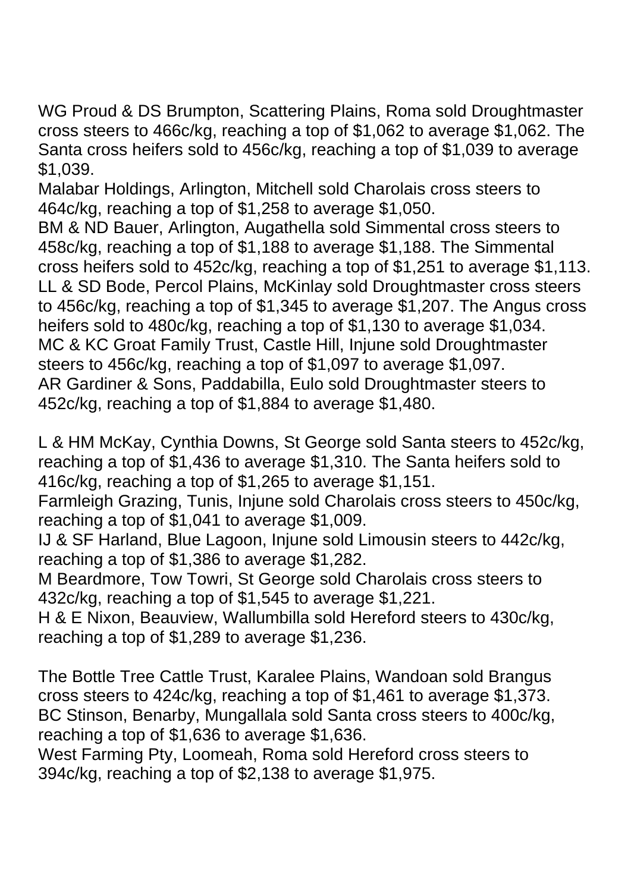WG Proud & DS Brumpton, Scattering Plains, Roma sold Droughtmaster cross steers to 466c/kg, reaching a top of $1,062 to average $1,062. The Santa cross heifers sold to 456c/kg, reaching a top of $1,039 to average $1,039.
Malabar Holdings, Arlington, Mitchell sold Charolais cross steers to 464c/kg, reaching a top of $1,258 to average $1,050.
BM & ND Bauer, Arlington, Augathella sold Simmental cross steers to 458c/kg, reaching a top of $1,188 to average $1,188. The Simmental cross heifers sold to 452c/kg, reaching a top of $1,251 to average $1,113.
LL & SD Bode, Percol Plains, McKinlay sold Droughtmaster cross steers to 456c/kg, reaching a top of $1,345 to average $1,207. The Angus cross heifers sold to 480c/kg, reaching a top of $1,130 to average $1,034.
MC & KC Groat Family Trust, Castle Hill, Injune sold Droughtmaster steers to 456c/kg, reaching a top of $1,097 to average $1,097.
AR Gardiner & Sons, Paddabilla, Eulo sold Droughtmaster steers to 452c/kg, reaching a top of $1,884 to average $1,480.

L & HM McKay, Cynthia Downs, St George sold Santa steers to 452c/kg, reaching a top of $1,436 to average $1,310. The Santa heifers sold to 416c/kg, reaching a top of $1,265 to average $1,151.
Farmleigh Grazing, Tunis, Injune sold Charolais cross steers to 450c/kg, reaching a top of $1,041 to average $1,009.
IJ & SF Harland, Blue Lagoon, Injune sold Limousin steers to 442c/kg, reaching a top of $1,386 to average $1,282.
M Beardmore, Tow Towri, St George sold Charolais cross steers to 432c/kg, reaching a top of $1,545 to average $1,221.
H & E Nixon, Beauview, Wallumbilla sold Hereford steers to 430c/kg, reaching a top of $1,289 to average $1,236.

The Bottle Tree Cattle Trust, Karalee Plains, Wandoan sold Brangus cross steers to 424c/kg, reaching a top of $1,461 to average $1,373.
BC Stinson, Benarby, Mungallala sold Santa cross steers to 400c/kg, reaching a top of $1,636 to average $1,636.
West Farming Pty, Loomeah, Roma sold Hereford cross steers to 394c/kg, reaching a top of $2,138 to average $1,975.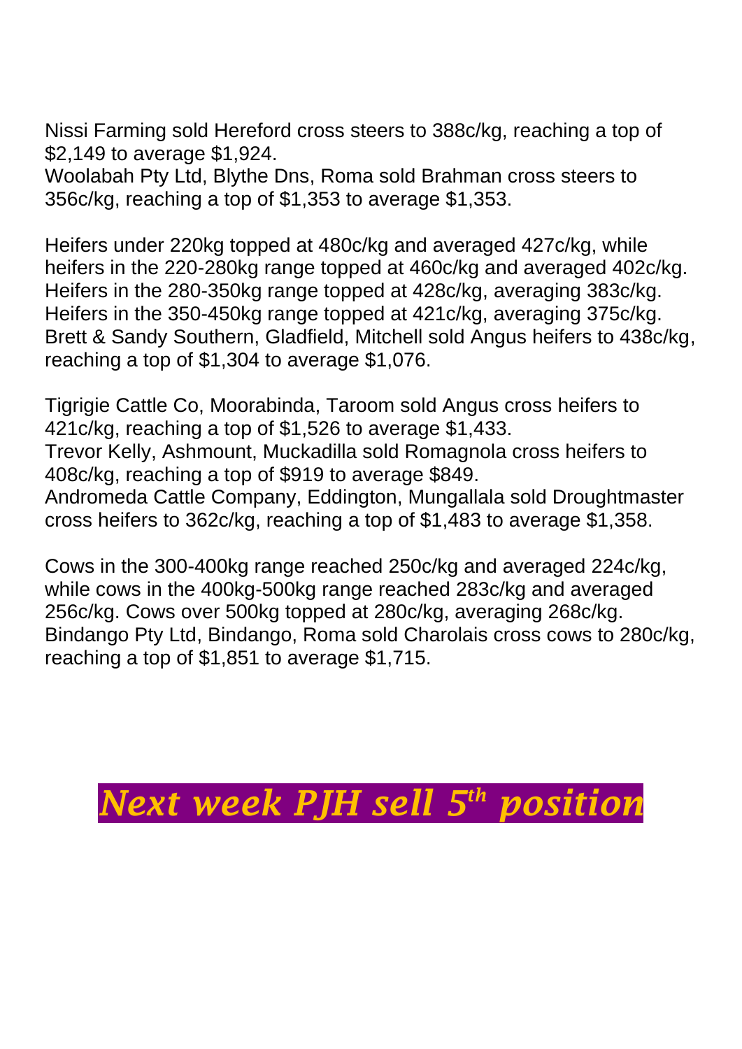Nissi Farming sold Hereford cross steers to 388c/kg, reaching a top of $2,149 to average $1,924.
Woolabah Pty Ltd, Blythe Dns, Roma sold Brahman cross steers to 356c/kg, reaching a top of $1,353 to average $1,353.

Heifers under 220kg topped at 480c/kg and averaged 427c/kg, while heifers in the 220-280kg range topped at 460c/kg and averaged 402c/kg. Heifers in the 280-350kg range topped at 428c/kg, averaging 383c/kg. Heifers in the 350-450kg range topped at 421c/kg, averaging 375c/kg.
Brett & Sandy Southern, Gladfield, Mitchell sold Angus heifers to 438c/kg, reaching a top of $1,304 to average $1,076.

Tigrigie Cattle Co, Moorabinda, Taroom sold Angus cross heifers to 421c/kg, reaching a top of $1,526 to average $1,433.
Trevor Kelly, Ashmount, Muckadilla sold Romagnola cross heifers to 408c/kg, reaching a top of $919 to average $849.
Andromeda Cattle Company, Eddington, Mungallala sold Droughtmaster cross heifers to 362c/kg, reaching a top of $1,483 to average $1,358.

Cows in the 300-400kg range reached 250c/kg and averaged 224c/kg, while cows in the 400kg-500kg range reached 283c/kg and averaged 256c/kg. Cows over 500kg topped at 280c/kg, averaging 268c/kg.
Bindango Pty Ltd, Bindango, Roma sold Charolais cross cows to 280c/kg, reaching a top of $1,851 to average $1,715.

***Next week PJH sell 5th position***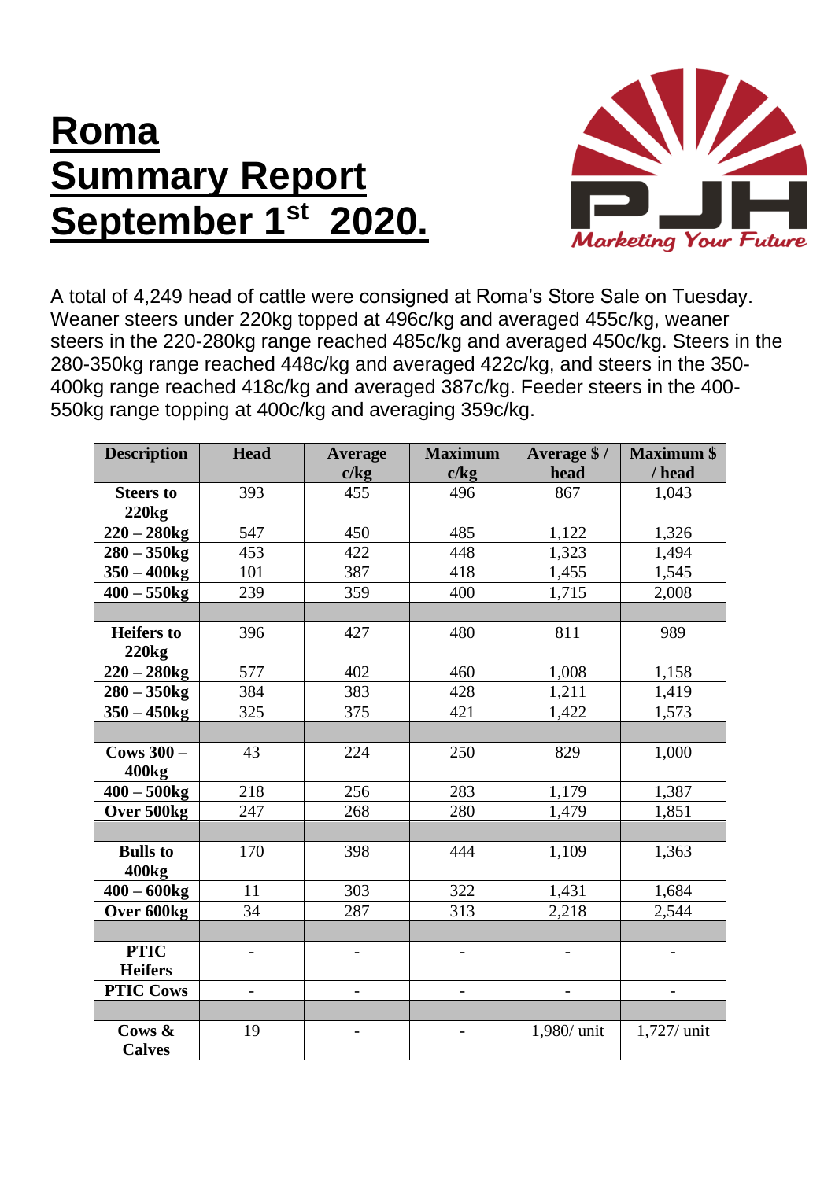# Roma Summary Report September 1st 2020.

A total of 4,249 head of cattle were consigned at Roma's Store Sale on Tuesday. Weaner steers under 220kg topped at 496c/kg and averaged 455c/kg, weaner steers in the 220-280kg range reached 485c/kg and averaged 450c/kg. Steers in the 280-350kg range reached 448c/kg and averaged 422c/kg, and steers in the 350-400kg range reached 418c/kg and averaged 387c/kg. Feeder steers in the 400-550kg range topping at 400c/kg and averaging 359c/kg.

| Description | Head | Average c/kg | Maximum c/kg | Average $ / head | Maximum $ / head |
|---|---|---|---|---|---|
| **Steers to 220kg** | 393 | 455 | 496 | 867 | 1,043 |
| **220 – 280kg** | 547 | 450 | 485 | 1,122 | 1,326 |
| **280 – 350kg** | 453 | 422 | 448 | 1,323 | 1,494 |
| **350 – 400kg** | 101 | 387 | 418 | 1,455 | 1,545 |
| **400 – 550kg** | 239 | 359 | 400 | 1,715 | 2,008 |
| | | | | | |
| **Heifers to 220kg** | 396 | 427 | 480 | 811 | 989 |
| **220 – 280kg** | 577 | 402 | 460 | 1,008 | 1,158 |
| **280 – 350kg** | 384 | 383 | 428 | 1,211 | 1,419 |
| **350 – 450kg** | 325 | 375 | 421 | 1,422 | 1,573 |
| | | | | | |
| **Cows 300 – 400kg** | 43 | 224 | 250 | 829 | 1,000 |
| **400 – 500kg** | 218 | 256 | 283 | 1,179 | 1,387 |
| **Over 500kg** | 247 | 268 | 280 | 1,479 | 1,851 |
| | | | | | |
| **Bulls to 400kg** | 170 | 398 | 444 | 1,109 | 1,363 |
| **400 – 600kg** | 11 | 303 | 322 | 1,431 | 1,684 |
| **Over 600kg** | 34 | 287 | 313 | 2,218 | 2,544 |
| | | | | | |
| **PTIC Heifers** | - | - | - | - | - |
| **PTIC Cows** | - | - | - | - | - |
| | | | | | |
| **Cows & Calves** | 19 | - | - | 1,980/ unit | 1,727/ unit |